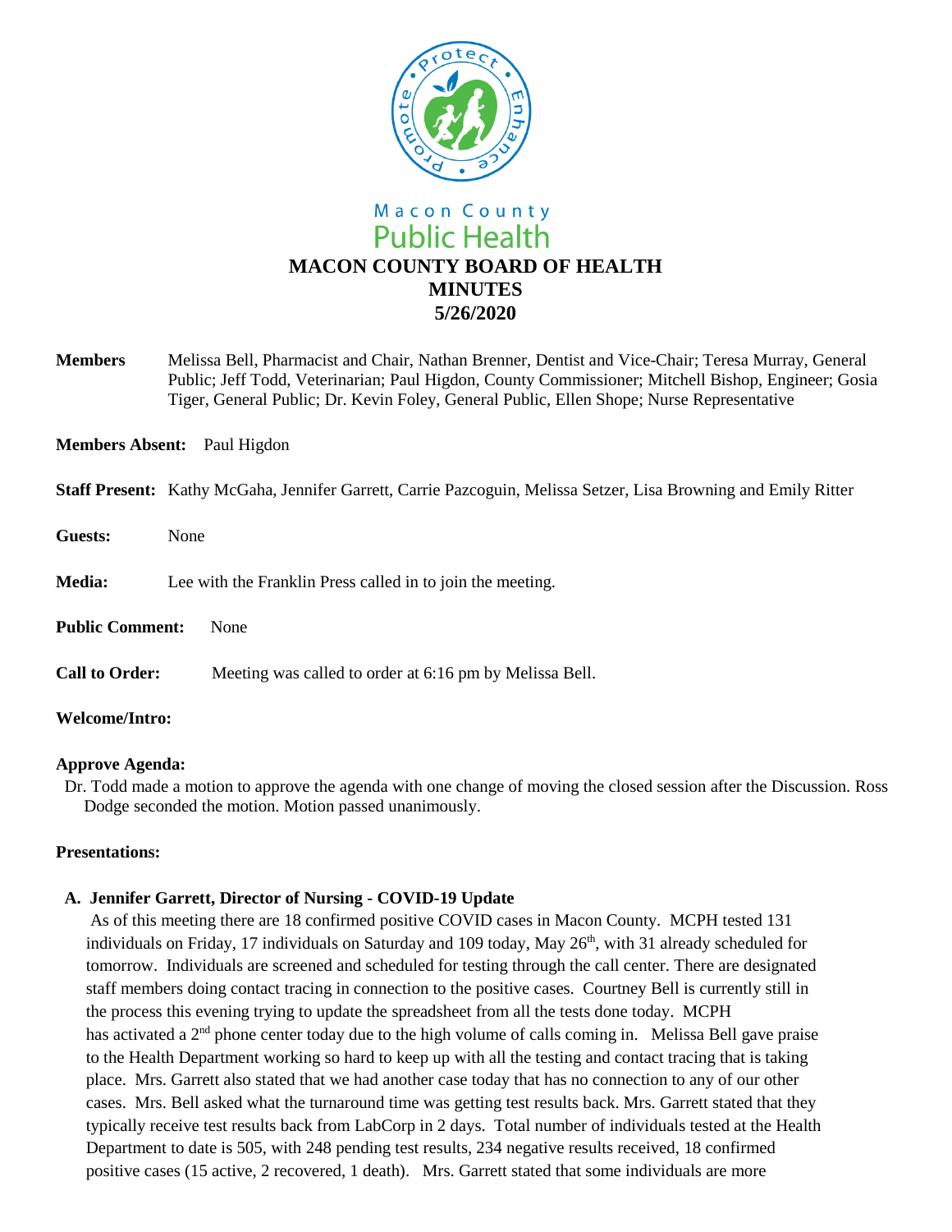Macon County
Public Health

# MACON COUNTY BOARD OF HEALTH
# MINUTES
# 5/26/2020

**Members** Melissa Bell, Pharmacist and Chair, Nathan Brenner, Dentist and Vice-Chair; Teresa Murray, General Public; Jeff Todd, Veterinarian; Paul Higdon, County Commissioner; Mitchell Bishop, Engineer; Gosia Tiger, General Public; Dr. Kevin Foley, General Public, Ellen Shope; Nurse Representative

**Members Absent:** Paul Higdon

**Staff Present:** Kathy McGaha, Jennifer Garrett, Carrie Pazcoguin, Melissa Setzer, Lisa Browning and Emily Ritter

**Guests:** None

**Media:** Lee with the Franklin Press called in to join the meeting.

**Public Comment:** None

**Call to Order:** Meeting was called to order at 6:16 pm by Melissa Bell.

**Welcome/Intro:**

**Approve Agenda:**

Dr. Todd made a motion to approve the agenda with one change of moving the closed session after the Discussion. Ross Dodge seconded the motion. Motion passed unanimously.

**Presentations:**

**A. Jennifer Garrett, Director of Nursing - COVID-19 Update**

As of this meeting there are 18 confirmed positive COVID cases in Macon County. MCPH tested 131 individuals on Friday, 17 individuals on Saturday and 109 today, May 26th, with 31 already scheduled for tomorrow. Individuals are screened and scheduled for testing through the call center. There are designated staff members doing contact tracing in connection to the positive cases. Courtney Bell is currently still in the process this evening trying to update the spreadsheet from all the tests done today. MCPH has activated a 2nd phone center today due to the high volume of calls coming in. Melissa Bell gave praise to the Health Department working so hard to keep up with all the testing and contact tracing that is taking place. Mrs. Garrett also stated that we had another case today that has no connection to any of our other cases. Mrs. Bell asked what the turnaround time was getting test results back. Mrs. Garrett stated that they typically receive test results back from LabCorp in 2 days. Total number of individuals tested at the Health Department to date is 505, with 248 pending test results, 234 negative results received, 18 confirmed positive cases (15 active, 2 recovered, 1 death). Mrs. Garrett stated that some individuals are more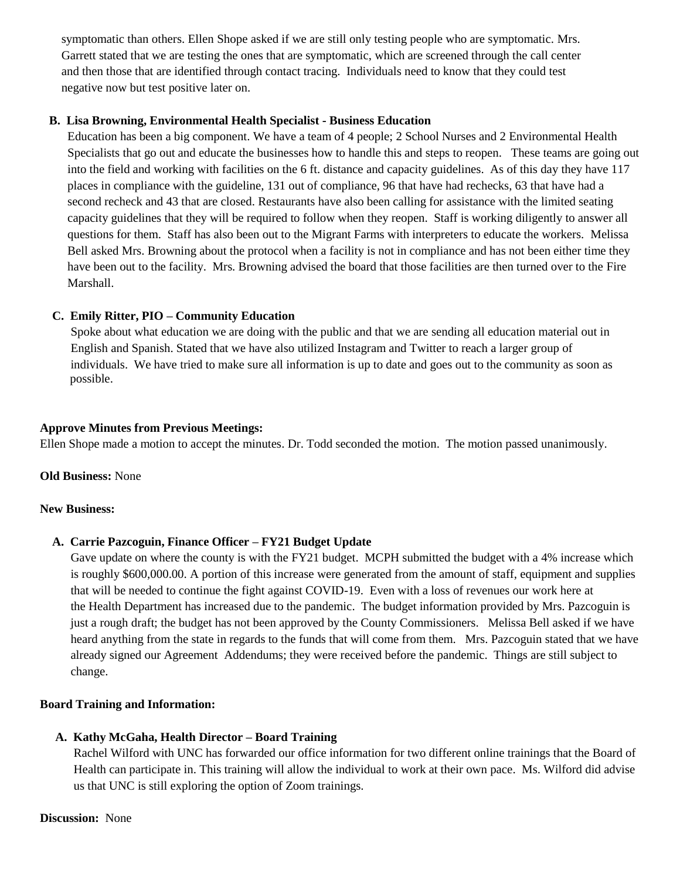symptomatic than others. Ellen Shope asked if we are still only testing people who are symptomatic. Mrs. Garrett stated that we are testing the ones that are symptomatic, which are screened through the call center and then those that are identified through contact tracing. Individuals need to know that they could test negative now but test positive later on.

**B. Lisa Browning, Environmental Health Specialist - Business Education**

Education has been a big component. We have a team of 4 people; 2 School Nurses and 2 Environmental Health Specialists that go out and educate the businesses how to handle this and steps to reopen. These teams are going out into the field and working with facilities on the 6 ft. distance and capacity guidelines. As of this day they have 117 places in compliance with the guideline, 131 out of compliance, 96 that have had rechecks, 63 that have had a second recheck and 43 that are closed. Restaurants have also been calling for assistance with the limited seating capacity guidelines that they will be required to follow when they reopen. Staff is working diligently to answer all questions for them. Staff has also been out to the Migrant Farms with interpreters to educate the workers. Melissa Bell asked Mrs. Browning about the protocol when a facility is not in compliance and has not been either time they have been out to the facility. Mrs. Browning advised the board that those facilities are then turned over to the Fire Marshall.

**C. Emily Ritter, PIO – Community Education**

Spoke about what education we are doing with the public and that we are sending all education material out in English and Spanish. Stated that we have also utilized Instagram and Twitter to reach a larger group of individuals. We have tried to make sure all information is up to date and goes out to the community as soon as possible.

**Approve Minutes from Previous Meetings:**

Ellen Shope made a motion to accept the minutes. Dr. Todd seconded the motion. The motion passed unanimously.

**Old Business:** None

**New Business:**

**A. Carrie Pazcoguin, Finance Officer – FY21 Budget Update**

Gave update on where the county is with the FY21 budget. MCPH submitted the budget with a 4% increase which is roughly $600,000.00. A portion of this increase were generated from the amount of staff, equipment and supplies that will be needed to continue the fight against COVID-19. Even with a loss of revenues our work here at the Health Department has increased due to the pandemic. The budget information provided by Mrs. Pazcoguin is just a rough draft; the budget has not been approved by the County Commissioners. Melissa Bell asked if we have heard anything from the state in regards to the funds that will come from them. Mrs. Pazcoguin stated that we have already signed our Agreement Addendums; they were received before the pandemic. Things are still subject to change.

**Board Training and Information:**

**A. Kathy McGaha, Health Director – Board Training**

Rachel Wilford with UNC has forwarded our office information for two different online trainings that the Board of Health can participate in. This training will allow the individual to work at their own pace. Ms. Wilford did advise us that UNC is still exploring the option of Zoom trainings.

**Discussion:** None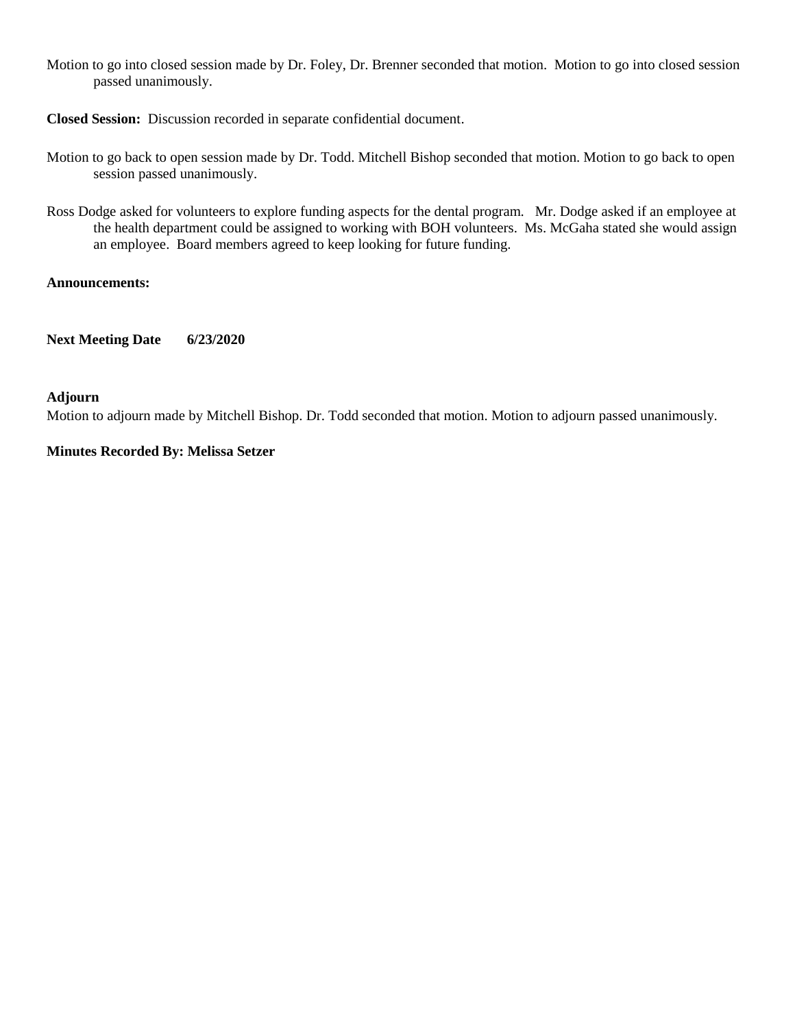Motion to go into closed session made by Dr. Foley, Dr. Brenner seconded that motion. Motion to go into closed session passed unanimously.

**Closed Session:** Discussion recorded in separate confidential document.

Motion to go back to open session made by Dr. Todd. Mitchell Bishop seconded that motion. Motion to go back to open session passed unanimously.

Ross Dodge asked for volunteers to explore funding aspects for the dental program. Mr. Dodge asked if an employee at the health department could be assigned to working with BOH volunteers. Ms. McGaha stated she would assign an employee. Board members agreed to keep looking for future funding.

**Announcements:**

**Next Meeting Date 6/23/2020**

**Adjourn**

Motion to adjourn made by Mitchell Bishop. Dr. Todd seconded that motion. Motion to adjourn passed unanimously.

**Minutes Recorded By: Melissa Setzer**